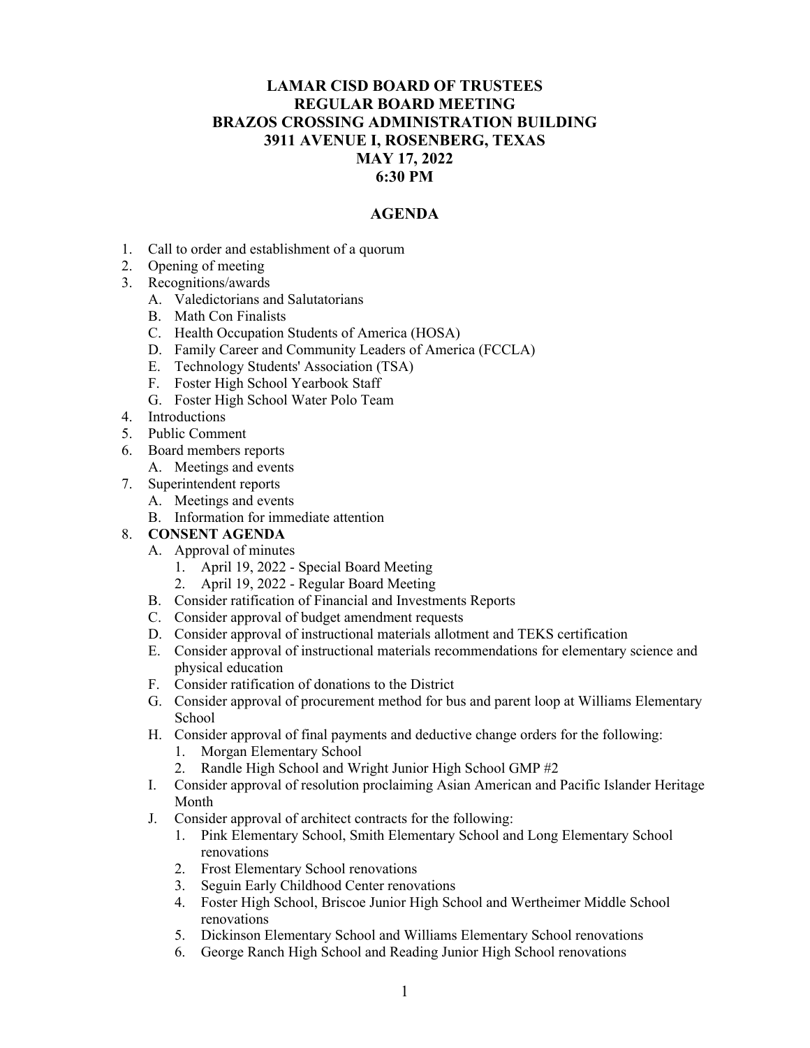# LAMAR CISD BOARD OF TRUSTEES
# REGULAR BOARD MEETING
# BRAZOS CROSSING ADMINISTRATION BUILDING
# 3911 AVENUE I, ROSENBERG, TEXAS
# MAY 17, 2022
# 6:30 PM

## AGENDA

1. Call to order and establishment of a quorum
2. Opening of meeting
3. Recognitions/awards
   A. Valedictorians and Salutatorians
   B. Math Con Finalists
   C. Health Occupation Students of America (HOSA)
   D. Family Career and Community Leaders of America (FCCLA)
   E. Technology Students' Association (TSA)
   F. Foster High School Yearbook Staff
   G. Foster High School Water Polo Team
4. Introductions
5. Public Comment
6. Board members reports
   A. Meetings and events
7. Superintendent reports
   A. Meetings and events
   B. Information for immediate attention
8. **CONSENT AGENDA**
   A. Approval of minutes
      1. April 19, 2022 - Special Board Meeting
      2. April 19, 2022 - Regular Board Meeting
   B. Consider ratification of Financial and Investments Reports
   C. Consider approval of budget amendment requests
   D. Consider approval of instructional materials allotment and TEKS certification
   E. Consider approval of instructional materials recommendations for elementary science and physical education
   F. Consider ratification of donations to the District
   G. Consider approval of procurement method for bus and parent loop at Williams Elementary School
   H. Consider approval of final payments and deductive change orders for the following:
      1. Morgan Elementary School
      2. Randle High School and Wright Junior High School GMP #2
   I. Consider approval of resolution proclaiming Asian American and Pacific Islander Heritage Month
   J. Consider approval of architect contracts for the following:
      1. Pink Elementary School, Smith Elementary School and Long Elementary School renovations
      2. Frost Elementary School renovations
      3. Seguin Early Childhood Center renovations
      4. Foster High School, Briscoe Junior High School and Wertheimer Middle School renovations
      5. Dickinson Elementary School and Williams Elementary School renovations
      6. George Ranch High School and Reading Junior High School renovations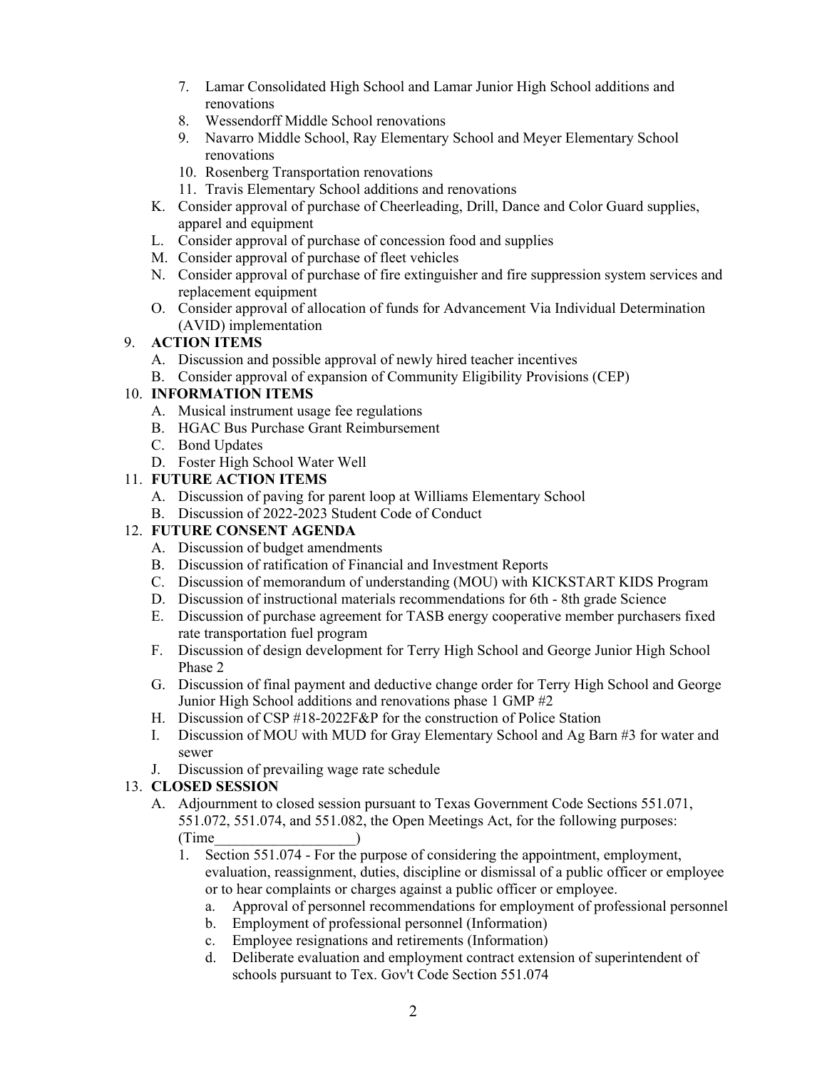7. Lamar Consolidated High School and Lamar Junior High School additions and renovations
8. Wessendorff Middle School renovations
9. Navarro Middle School, Ray Elementary School and Meyer Elementary School renovations
10. Rosenberg Transportation renovations
11. Travis Elementary School additions and renovations

K. Consider approval of purchase of Cheerleading, Drill, Dance and Color Guard supplies, apparel and equipment

L. Consider approval of purchase of concession food and supplies

M. Consider approval of purchase of fleet vehicles

N. Consider approval of purchase of fire extinguisher and fire suppression system services and replacement equipment

O. Consider approval of allocation of funds for Advancement Via Individual Determination (AVID) implementation

9. **ACTION ITEMS**
   - A. Discussion and possible approval of newly hired teacher incentives
   - B. Consider approval of expansion of Community Eligibility Provisions (CEP)

10. **INFORMATION ITEMS**
    - A. Musical instrument usage fee regulations
    - B. HGAC Bus Purchase Grant Reimbursement
    - C. Bond Updates
    - D. Foster High School Water Well

11. **FUTURE ACTION ITEMS**
    - A. Discussion of paving for parent loop at Williams Elementary School
    - B. Discussion of 2022-2023 Student Code of Conduct

12. **FUTURE CONSENT AGENDA**
    - A. Discussion of budget amendments
    - B. Discussion of ratification of Financial and Investment Reports
    - C. Discussion of memorandum of understanding (MOU) with KICKSTART KIDS Program
    - D. Discussion of instructional materials recommendations for 6th - 8th grade Science
    - E. Discussion of purchase agreement for TASB energy cooperative member purchasers fixed rate transportation fuel program
    - F. Discussion of design development for Terry High School and George Junior High School Phase 2
    - G. Discussion of final payment and deductive change order for Terry High School and George Junior High School additions and renovations phase 1 GMP #2
    - H. Discussion of CSP #18-2022F&P for the construction of Police Station
    - I. Discussion of MOU with MUD for Gray Elementary School and Ag Barn #3 for water and sewer
    - J. Discussion of prevailing wage rate schedule

13. **CLOSED SESSION**
    - A. Adjournment to closed session pursuant to Texas Government Code Sections 551.071, 551.072, 551.074, and 551.082, the Open Meetings Act, for the following purposes: (Time___________________)
      1. Section 551.074 - For the purpose of considering the appointment, employment, evaluation, reassignment, duties, discipline or dismissal of a public officer or employee or to hear complaints or charges against a public officer or employee.
         - a. Approval of personnel recommendations for employment of professional personnel
         - b. Employment of professional personnel (Information)
         - c. Employee resignations and retirements (Information)
         - d. Deliberate evaluation and employment contract extension of superintendent of schools pursuant to Tex. Gov't Code Section 551.074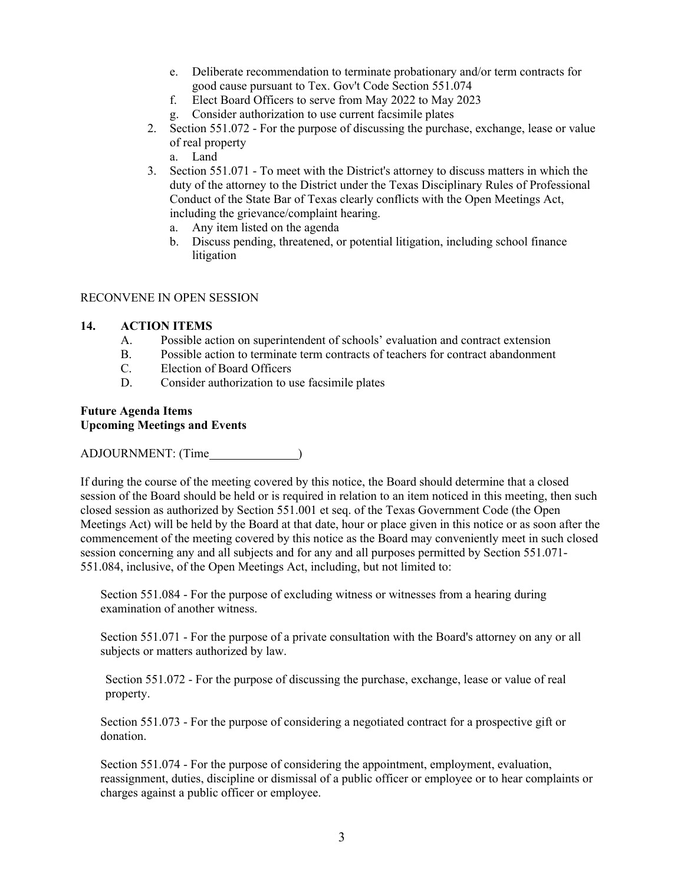e. Deliberate recommendation to terminate probationary and/or term contracts for good cause pursuant to Tex. Gov't Code Section 551.074
   f. Elect Board Officers to serve from May 2022 to May 2023
   g. Consider authorization to use current facsimile plates
2. Section 551.072 - For the purpose of discussing the purchase, exchange, lease or value of real property
   a. Land
3. Section 551.071 - To meet with the District's attorney to discuss matters in which the duty of the attorney to the District under the Texas Disciplinary Rules of Professional Conduct of the State Bar of Texas clearly conflicts with the Open Meetings Act, including the grievance/complaint hearing.
   a. Any item listed on the agenda
   b. Discuss pending, threatened, or potential litigation, including school finance litigation

RECONVENE IN OPEN SESSION

**14. ACTION ITEMS**

A. Possible action on superintendent of schools' evaluation and contract extension
B. Possible action to terminate term contracts of teachers for contract abandonment
C. Election of Board Officers
D. Consider authorization to use facsimile plates

**Future Agenda Items**
**Upcoming Meetings and Events**

ADJOURNMENT: (Time\_\_\_\_\_\_\_\_\_\_\_\_\_\_)

If during the course of the meeting covered by this notice, the Board should determine that a closed session of the Board should be held or is required in relation to an item noticed in this meeting, then such closed session as authorized by Section 551.001 et seq. of the Texas Government Code (the Open Meetings Act) will be held by the Board at that date, hour or place given in this notice or as soon after the commencement of the meeting covered by this notice as the Board may conveniently meet in such closed session concerning any and all subjects and for any and all purposes permitted by Section 551.071-551.084, inclusive, of the Open Meetings Act, including, but not limited to:

Section 551.084 - For the purpose of excluding witness or witnesses from a hearing during examination of another witness.

Section 551.071 - For the purpose of a private consultation with the Board's attorney on any or all subjects or matters authorized by law.

Section 551.072 - For the purpose of discussing the purchase, exchange, lease or value of real property.

Section 551.073 - For the purpose of considering a negotiated contract for a prospective gift or donation.

Section 551.074 - For the purpose of considering the appointment, employment, evaluation, reassignment, duties, discipline or dismissal of a public officer or employee or to hear complaints or charges against a public officer or employee.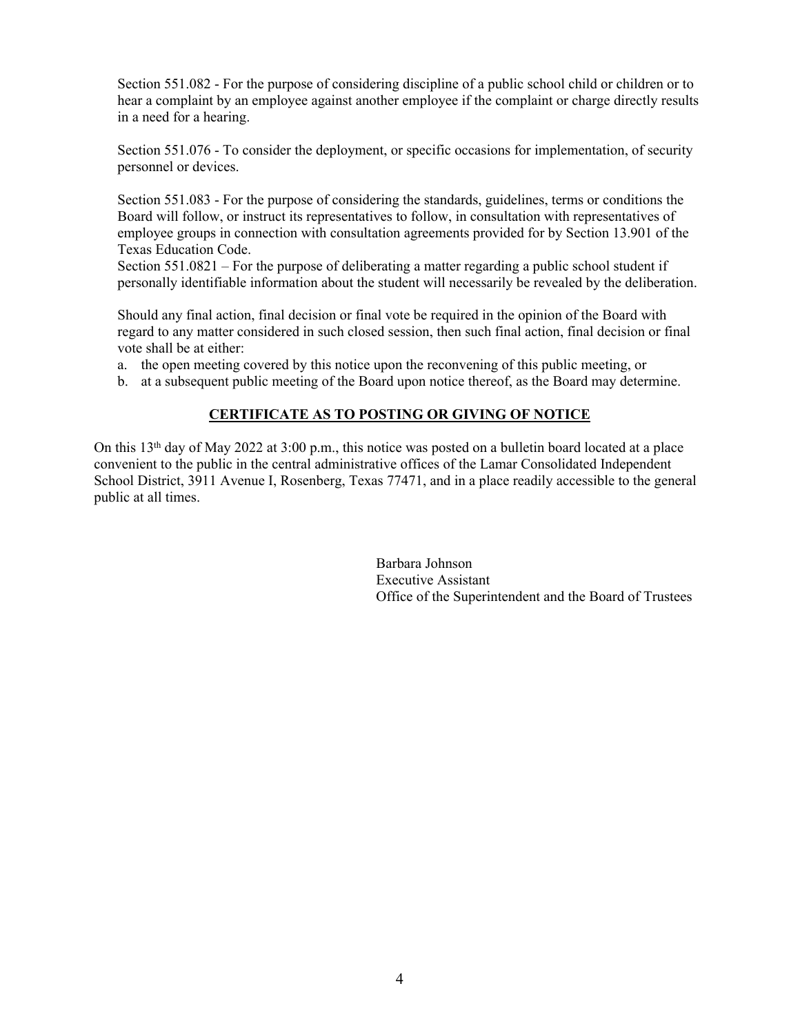Section 551.082 - For the purpose of considering discipline of a public school child or children or to hear a complaint by an employee against another employee if the complaint or charge directly results in a need for a hearing.

Section 551.076 - To consider the deployment, or specific occasions for implementation, of security personnel or devices.

Section 551.083 - For the purpose of considering the standards, guidelines, terms or conditions the Board will follow, or instruct its representatives to follow, in consultation with representatives of employee groups in connection with consultation agreements provided for by Section 13.901 of the Texas Education Code.

Section 551.0821 – For the purpose of deliberating a matter regarding a public school student if personally identifiable information about the student will necessarily be revealed by the deliberation.

Should any final action, final decision or final vote be required in the opinion of the Board with regard to any matter considered in such closed session, then such final action, final decision or final vote shall be at either:

a. the open meeting covered by this notice upon the reconvening of this public meeting, or
b. at a subsequent public meeting of the Board upon notice thereof, as the Board may determine.

## CERTIFICATE AS TO POSTING OR GIVING OF NOTICE

On this 13th day of May 2022 at 3:00 p.m., this notice was posted on a bulletin board located at a place convenient to the public in the central administrative offices of the Lamar Consolidated Independent School District, 3911 Avenue I, Rosenberg, Texas 77471, and in a place readily accessible to the general public at all times.

Barbara Johnson
Executive Assistant
Office of the Superintendent and the Board of Trustees